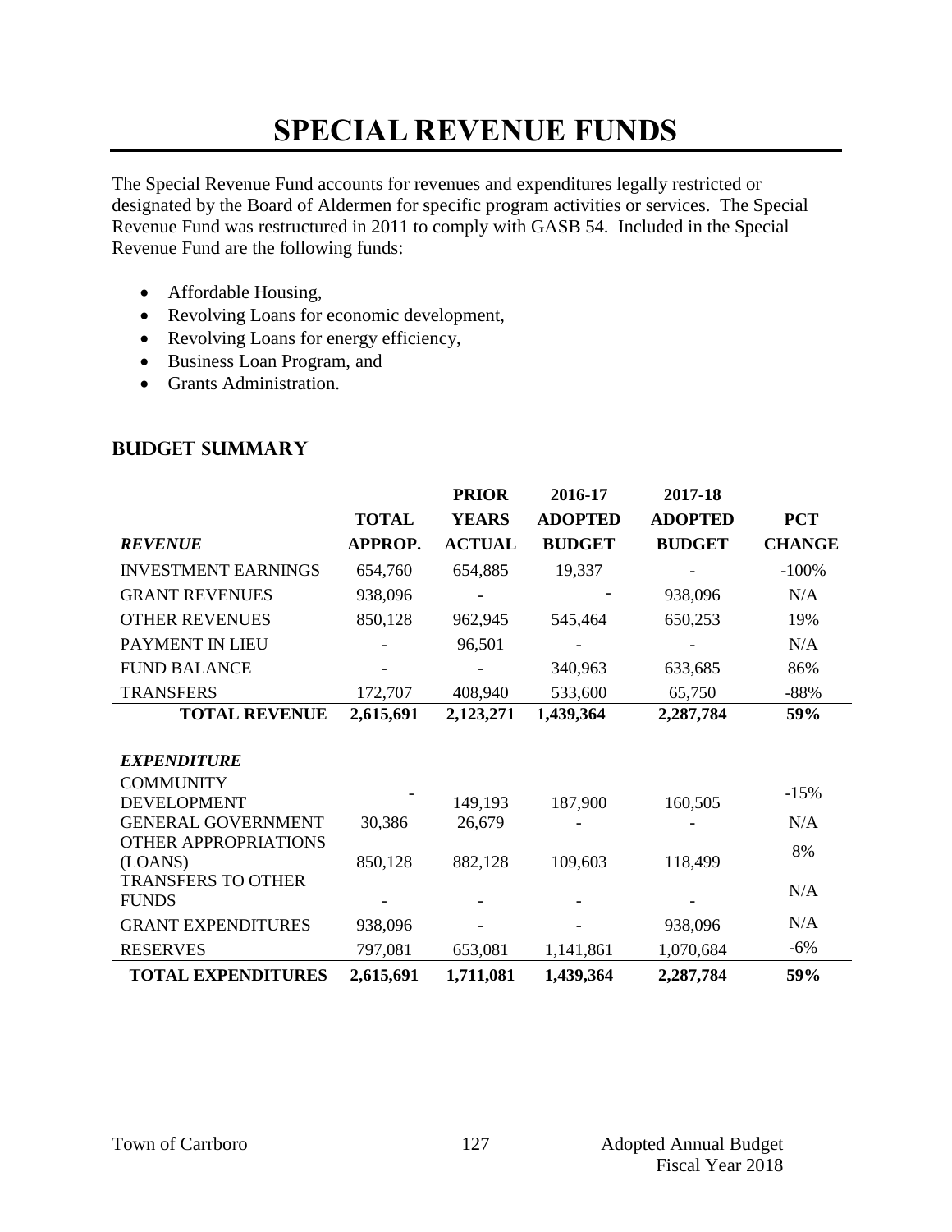# SPECIAL REVENUE FUNDS

The Special Revenue Fund accounts for revenues and expenditures legally restricted or designated by the Board of Aldermen for specific program activities or services. The Special Revenue Fund was restructured in 2011 to comply with GASB 54. Included in the Special Revenue Fund are the following funds:

- Affordable Housing,
- Revolving Loans for economic development,
- Revolving Loans for energy efficiency,
- Business Loan Program, and
- Grants Administration.

## BUDGET SUMMARY

| *REVENUE* | TOTAL APPROP. | PRIOR YEARS ACTUAL | 2016-17 ADOPTED BUDGET | 2017-18 ADOPTED BUDGET | PCT CHANGE |
|---|---|---|---|---|---|
| INVESTMENT EARNINGS | 654,760 | 654,885 | 19,337 | - | -100% |
| GRANT REVENUES | 938,096 | - | - | 938,096 | N/A |
| OTHER REVENUES | 850,128 | 962,945 | 545,464 | 650,253 | 19% |
| PAYMENT IN LIEU | - | 96,501 | - | - | N/A |
| FUND BALANCE | - | - | 340,963 | 633,685 | 86% |
| TRANSFERS | 172,707 | 408,940 | 533,600 | 65,750 | -88% |
| **TOTAL REVENUE** | **2,615,691** | **2,123,271** | **1,439,364** | **2,287,784** | **59%** |
| | | | | | |
| ***EXPENDITURE*** | | | | | |
| COMMUNITY DEVELOPMENT | - | 149,193 | 187,900 | 160,505 | -15% |
| GENERAL GOVERNMENT | 30,386 | 26,679 | - | - | N/A |
| OTHER APPROPRIATIONS (LOANS) | 850,128 | 882,128 | 109,603 | 118,499 | 8% |
| TRANSFERS TO OTHER FUNDS | - | - | - | - | N/A |
| GRANT EXPENDITURES | 938,096 | - | - | 938,096 | N/A |
| RESERVES | 797,081 | 653,081 | 1,141,861 | 1,070,684 | -6% |
| **TOTAL EXPENDITURES** | **2,615,691** | **1,711,081** | **1,439,364** | **2,287,784** | **59%** |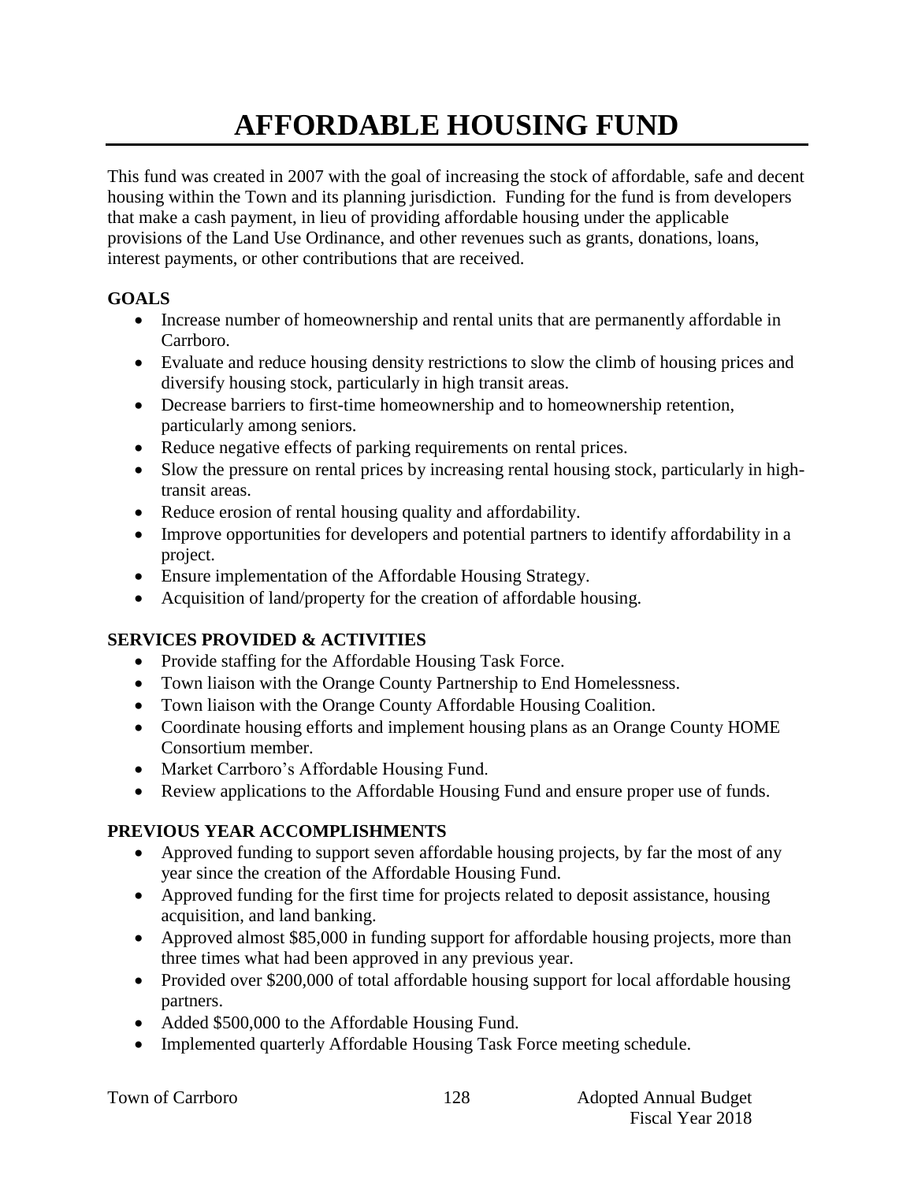# AFFORDABLE HOUSING FUND

This fund was created in 2007 with the goal of increasing the stock of affordable, safe and decent housing within the Town and its planning jurisdiction. Funding for the fund is from developers that make a cash payment, in lieu of providing affordable housing under the applicable provisions of the Land Use Ordinance, and other revenues such as grants, donations, loans, interest payments, or other contributions that are received.

## GOALS

- Increase number of homeownership and rental units that are permanently affordable in Carrboro.
- Evaluate and reduce housing density restrictions to slow the climb of housing prices and diversify housing stock, particularly in high transit areas.
- Decrease barriers to first-time homeownership and to homeownership retention, particularly among seniors.
- Reduce negative effects of parking requirements on rental prices.
- Slow the pressure on rental prices by increasing rental housing stock, particularly in high-transit areas.
- Reduce erosion of rental housing quality and affordability.
- Improve opportunities for developers and potential partners to identify affordability in a project.
- Ensure implementation of the Affordable Housing Strategy.
- Acquisition of land/property for the creation of affordable housing.

## SERVICES PROVIDED & ACTIVITIES

- Provide staffing for the Affordable Housing Task Force.
- Town liaison with the Orange County Partnership to End Homelessness.
- Town liaison with the Orange County Affordable Housing Coalition.
- Coordinate housing efforts and implement housing plans as an Orange County HOME Consortium member.
- Market Carrboro's Affordable Housing Fund.
- Review applications to the Affordable Housing Fund and ensure proper use of funds.

## PREVIOUS YEAR ACCOMPLISHMENTS

- Approved funding to support seven affordable housing projects, by far the most of any year since the creation of the Affordable Housing Fund.
- Approved funding for the first time for projects related to deposit assistance, housing acquisition, and land banking.
- Approved almost $85,000 in funding support for affordable housing projects, more than three times what had been approved in any previous year.
- Provided over $200,000 of total affordable housing support for local affordable housing partners.
- Added $500,000 to the Affordable Housing Fund.
- Implemented quarterly Affordable Housing Task Force meeting schedule.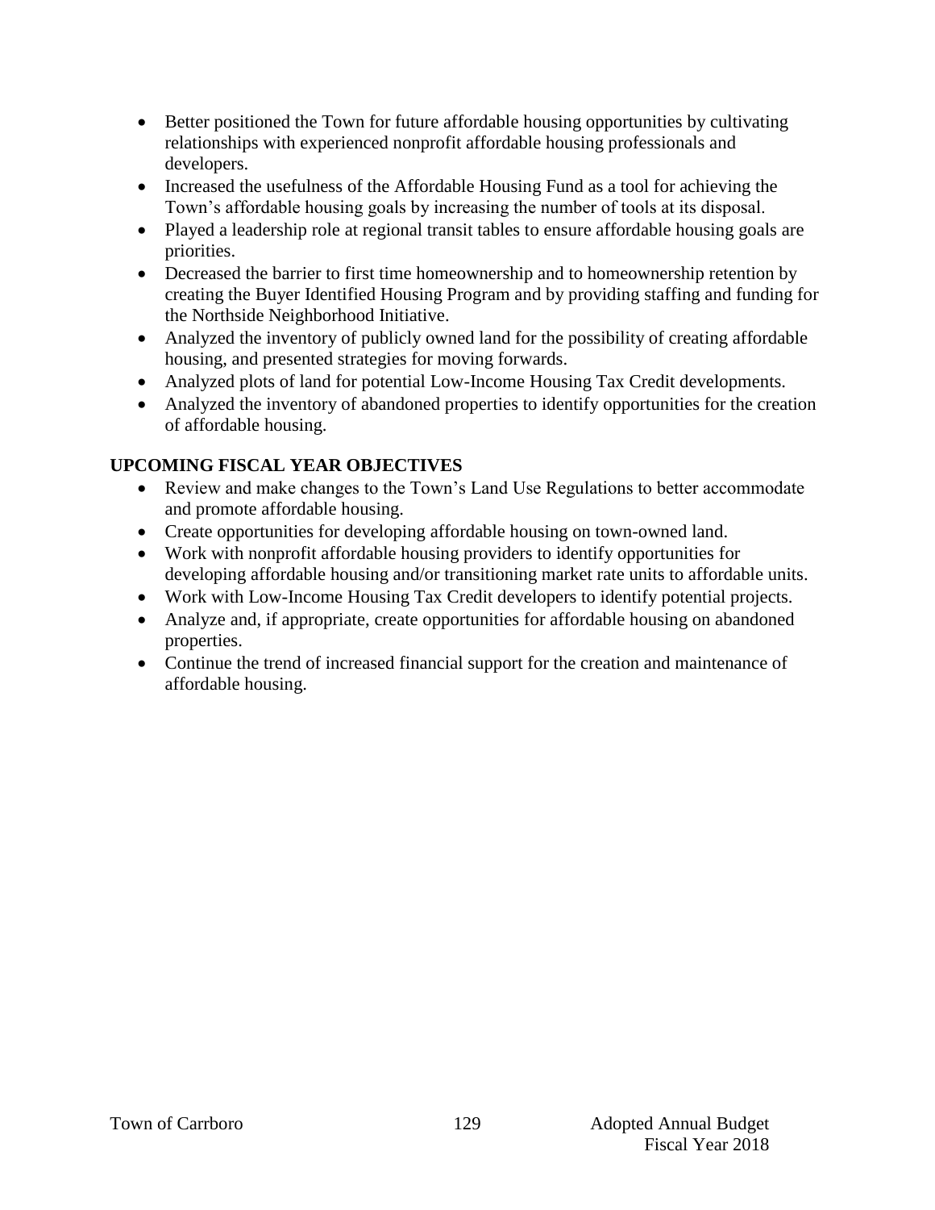- Better positioned the Town for future affordable housing opportunities by cultivating relationships with experienced nonprofit affordable housing professionals and developers.
- Increased the usefulness of the Affordable Housing Fund as a tool for achieving the Town's affordable housing goals by increasing the number of tools at its disposal.
- Played a leadership role at regional transit tables to ensure affordable housing goals are priorities.
- Decreased the barrier to first time homeownership and to homeownership retention by creating the Buyer Identified Housing Program and by providing staffing and funding for the Northside Neighborhood Initiative.
- Analyzed the inventory of publicly owned land for the possibility of creating affordable housing, and presented strategies for moving forwards.
- Analyzed plots of land for potential Low-Income Housing Tax Credit developments.
- Analyzed the inventory of abandoned properties to identify opportunities for the creation of affordable housing.

**UPCOMING FISCAL YEAR OBJECTIVES**

- Review and make changes to the Town's Land Use Regulations to better accommodate and promote affordable housing.
- Create opportunities for developing affordable housing on town-owned land.
- Work with nonprofit affordable housing providers to identify opportunities for developing affordable housing and/or transitioning market rate units to affordable units.
- Work with Low-Income Housing Tax Credit developers to identify potential projects.
- Analyze and, if appropriate, create opportunities for affordable housing on abandoned properties.
- Continue the trend of increased financial support for the creation and maintenance of affordable housing.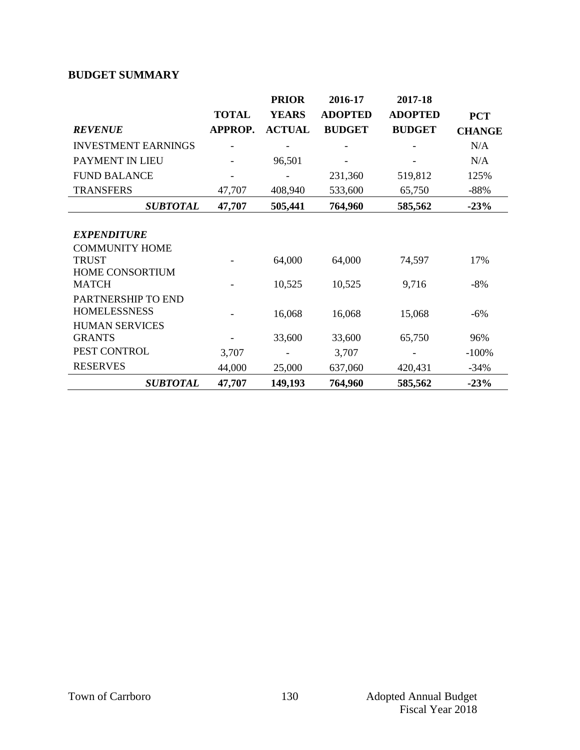**BUDGET SUMMARY**

| *REVENUE* | TOTAL APPROP. | PRIOR YEARS ACTUAL | 2016-17 ADOPTED BUDGET | 2017-18 ADOPTED BUDGET | PCT CHANGE |
|---|---|---|---|---|---|
| INVESTMENT EARNINGS | - | - | - | - | N/A |
| PAYMENT IN LIEU | - | 96,501 | - | - | N/A |
| FUND BALANCE | - | - | 231,360 | 519,812 | 125% |
| TRANSFERS | 47,707 | 408,940 | 533,600 | 65,750 | -88% |
| ***SUBTOTAL*** | **47,707** | **505,441** | **764,960** | **585,562** | **-23%** |
| | | | | | |
| ***EXPENDITURE*** | | | | | |
| COMMUNITY HOME TRUST | - | 64,000 | 64,000 | 74,597 | 17% |
| HOME CONSORTIUM MATCH | - | 10,525 | 10,525 | 9,716 | -8% |
| PARTNERSHIP TO END HOMELESSNESS | - | 16,068 | 16,068 | 15,068 | -6% |
| HUMAN SERVICES GRANTS | - | 33,600 | 33,600 | 65,750 | 96% |
| PEST CONTROL | 3,707 | - | 3,707 | - | -100% |
| RESERVES | 44,000 | 25,000 | 637,060 | 420,431 | -34% |
| ***SUBTOTAL*** | **47,707** | **149,193** | **764,960** | **585,562** | **-23%** |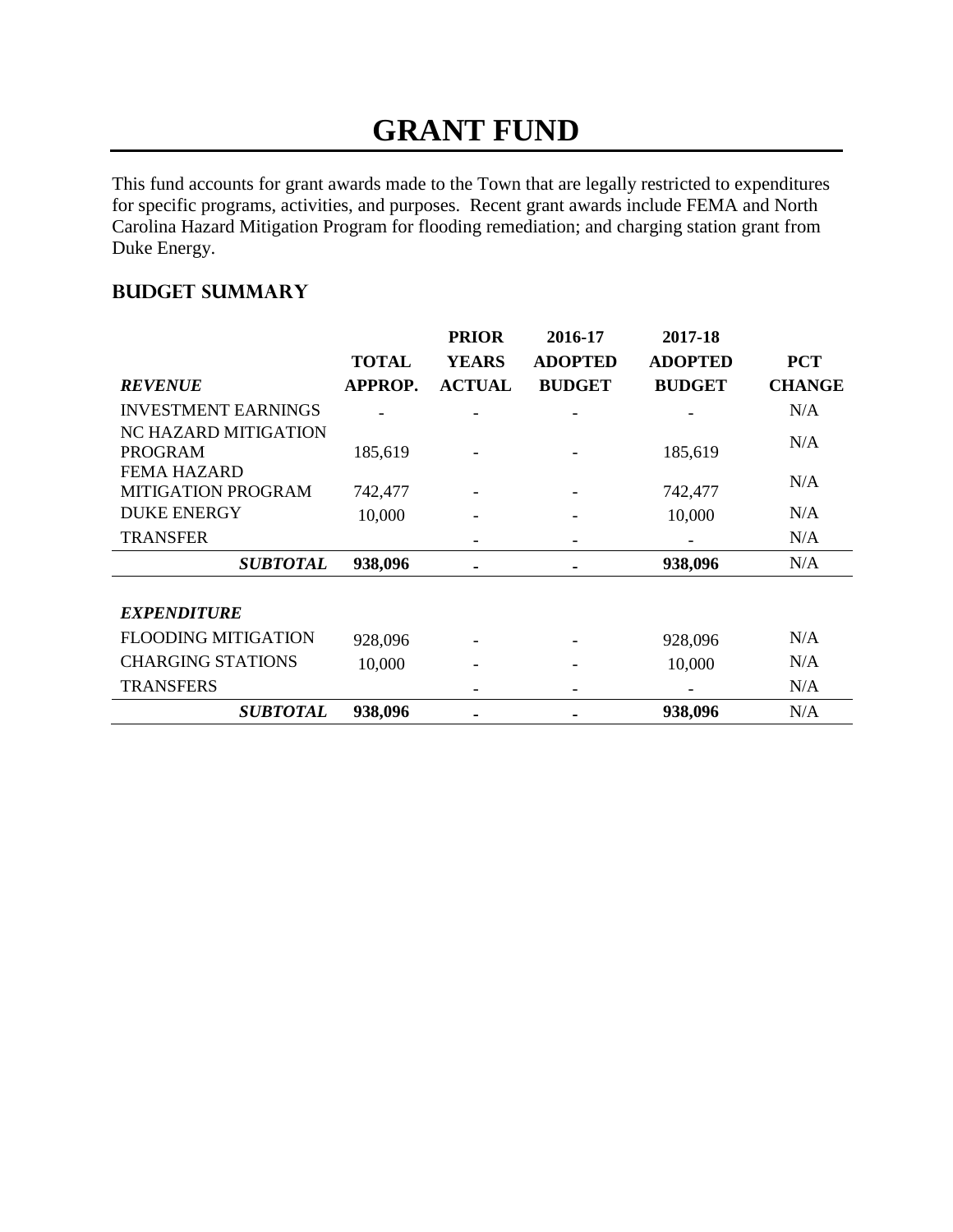# GRANT FUND

This fund accounts for grant awards made to the Town that are legally restricted to expenditures for specific programs, activities, and purposes. Recent grant awards include FEMA and North Carolina Hazard Mitigation Program for flooding remediation; and charging station grant from Duke Energy.

## BUDGET SUMMARY

| *REVENUE* | TOTAL APPROP. | PRIOR YEARS ACTUAL | 2016-17 ADOPTED BUDGET | 2017-18 ADOPTED BUDGET | PCT CHANGE |
|---|---|---|---|---|---|
| INVESTMENT EARNINGS | - | - | - | - | N/A |
| NC HAZARD MITIGATION PROGRAM | 185,619 | - | - | 185,619 | N/A |
| FEMA HAZARD MITIGATION PROGRAM | 742,477 | - | - | 742,477 | N/A |
| DUKE ENERGY | 10,000 | - | - | 10,000 | N/A |
| TRANSFER | | - | - | - | N/A |
| ***SUBTOTAL*** | **938,096** | **-** | **-** | **938,096** | N/A |
| | | | | | |
| ***EXPENDITURE*** | | | | | |
| FLOODING MITIGATION | 928,096 | - | - | 928,096 | N/A |
| CHARGING STATIONS | 10,000 | - | - | 10,000 | N/A |
| TRANSFERS | | - | - | - | N/A |
| ***SUBTOTAL*** | **938,096** | **-** | **-** | **938,096** | N/A |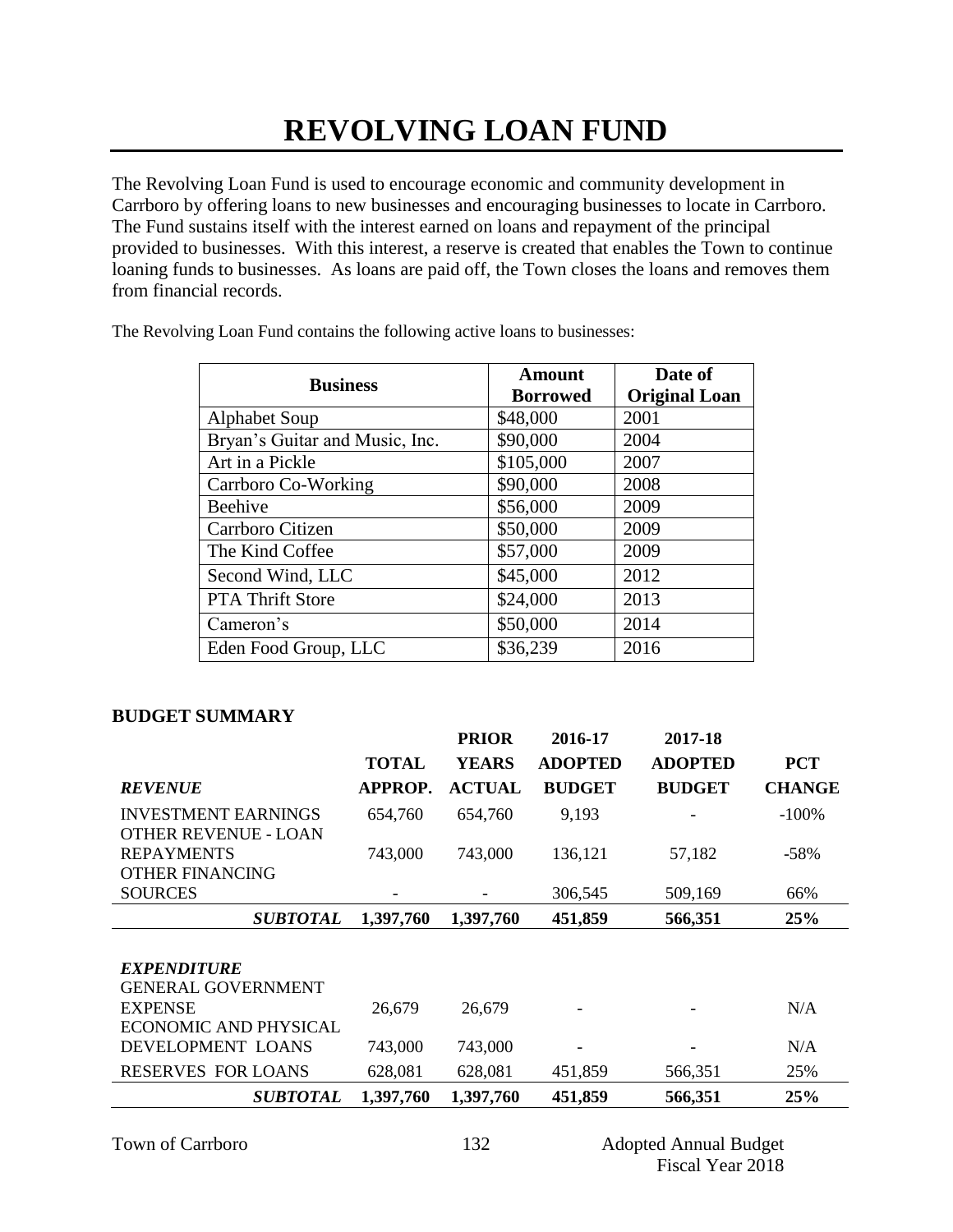# REVOLVING LOAN FUND

The Revolving Loan Fund is used to encourage economic and community development in Carrboro by offering loans to new businesses and encouraging businesses to locate in Carrboro. The Fund sustains itself with the interest earned on loans and repayment of the principal provided to businesses. With this interest, a reserve is created that enables the Town to continue loaning funds to businesses. As loans are paid off, the Town closes the loans and removes them from financial records.

The Revolving Loan Fund contains the following active loans to businesses:

| Business | Amount Borrowed | Date of Original Loan |
|---|---|---|
| Alphabet Soup | $48,000 | 2001 |
| Bryan's Guitar and Music, Inc. | $90,000 | 2004 |
| Art in a Pickle | $105,000 | 2007 |
| Carrboro Co-Working | $90,000 | 2008 |
| Beehive | $56,000 | 2009 |
| Carrboro Citizen | $50,000 | 2009 |
| The Kind Coffee | $57,000 | 2009 |
| Second Wind, LLC | $45,000 | 2012 |
| PTA Thrift Store | $24,000 | 2013 |
| Cameron's | $50,000 | 2014 |
| Eden Food Group, LLC | $36,239 | 2016 |

### BUDGET SUMMARY

| *REVENUE* | TOTAL APPROP. | PRIOR YEARS ACTUAL | 2016-17 ADOPTED BUDGET | 2017-18 ADOPTED BUDGET | PCT CHANGE |
|---|---|---|---|---|---|
| INVESTMENT EARNINGS | 654,760 | 654,760 | 9,193 | - | -100% |
| OTHER REVENUE - LOAN REPAYMENTS | 743,000 | 743,000 | 136,121 | 57,182 | -58% |
| OTHER FINANCING SOURCES | - | - | 306,545 | 509,169 | 66% |
| ***SUBTOTAL*** | **1,397,760** | **1,397,760** | **451,859** | **566,351** | **25%** |
| ***EXPENDITURE*** | | | | | |
| GENERAL GOVERNMENT EXPENSE | 26,679 | 26,679 | - | - | N/A |
| ECONOMIC AND PHYSICAL DEVELOPMENT LOANS | 743,000 | 743,000 | - | - | N/A |
| RESERVES FOR LOANS | 628,081 | 628,081 | 451,859 | 566,351 | 25% |
| ***SUBTOTAL*** | **1,397,760** | **1,397,760** | **451,859** | **566,351** | **25%** |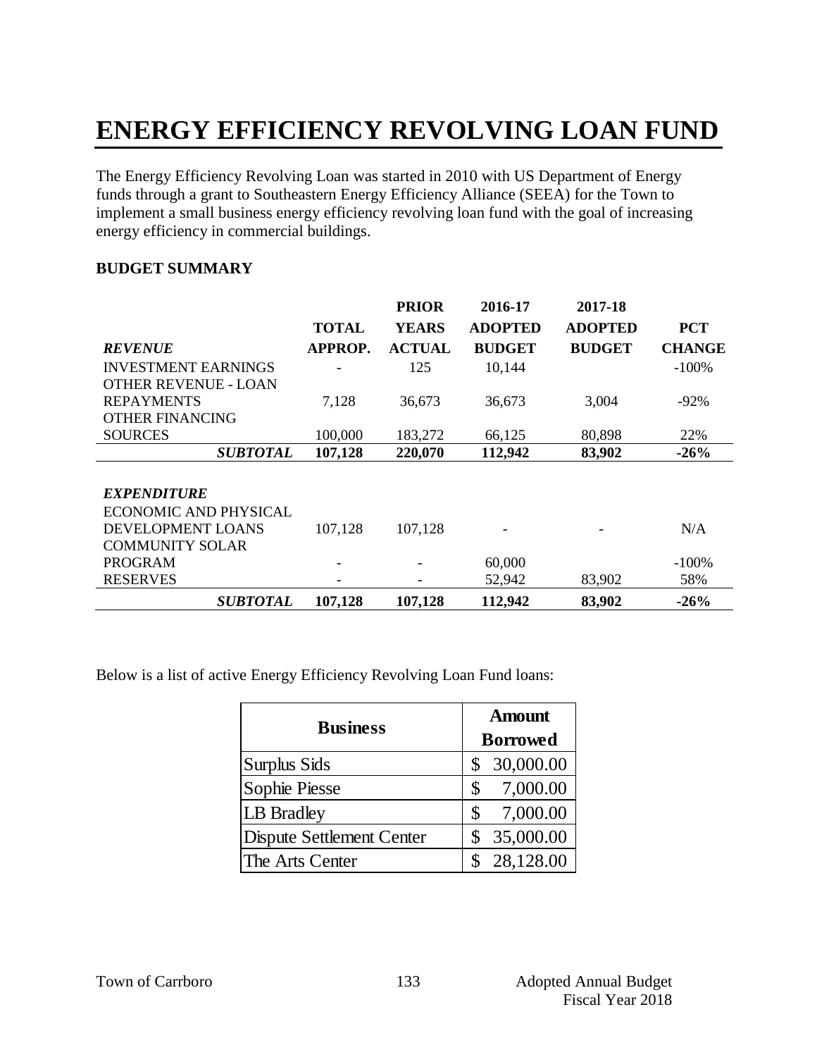# ENERGY EFFICIENCY REVOLVING LOAN FUND

The Energy Efficiency Revolving Loan was started in 2010 with US Department of Energy funds through a grant to Southeastern Energy Efficiency Alliance (SEEA) for the Town to implement a small business energy efficiency revolving loan fund with the goal of increasing energy efficiency in commercial buildings.

**BUDGET SUMMARY**

| *REVENUE* | TOTAL APPROP. | PRIOR YEARS ACTUAL | 2016-17 ADOPTED BUDGET | 2017-18 ADOPTED BUDGET | PCT CHANGE |
|---|---|---|---|---|---|
| INVESTMENT EARNINGS | - | 125 | 10,144 | | -100% |
| OTHER REVENUE - LOAN REPAYMENTS | 7,128 | 36,673 | 36,673 | 3,004 | -92% |
| OTHER FINANCING SOURCES | 100,000 | 183,272 | 66,125 | 80,898 | 22% |
| ***SUBTOTAL*** | **107,128** | **220,070** | **112,942** | **83,902** | **-26%** |
| | | | | | |
| *EXPENDITURE* | | | | | |
| ECONOMIC AND PHYSICAL DEVELOPMENT LOANS | 107,128 | 107,128 | - | - | N/A |
| COMMUNITY SOLAR PROGRAM | - | - | 60,000 | | -100% |
| RESERVES | - | - | 52,942 | 83,902 | 58% |
| ***SUBTOTAL*** | **107,128** | **107,128** | **112,942** | **83,902** | **-26%** |

Below is a list of active Energy Efficiency Revolving Loan Fund loans:

| Business | Amount Borrowed |
|---|---|
| Surplus Sids | $ 30,000.00 |
| Sophie Piesse | $ 7,000.00 |
| LB Bradley | $ 7,000.00 |
| Dispute Settlement Center | $ 35,000.00 |
| The Arts Center | $ 28,128.00 |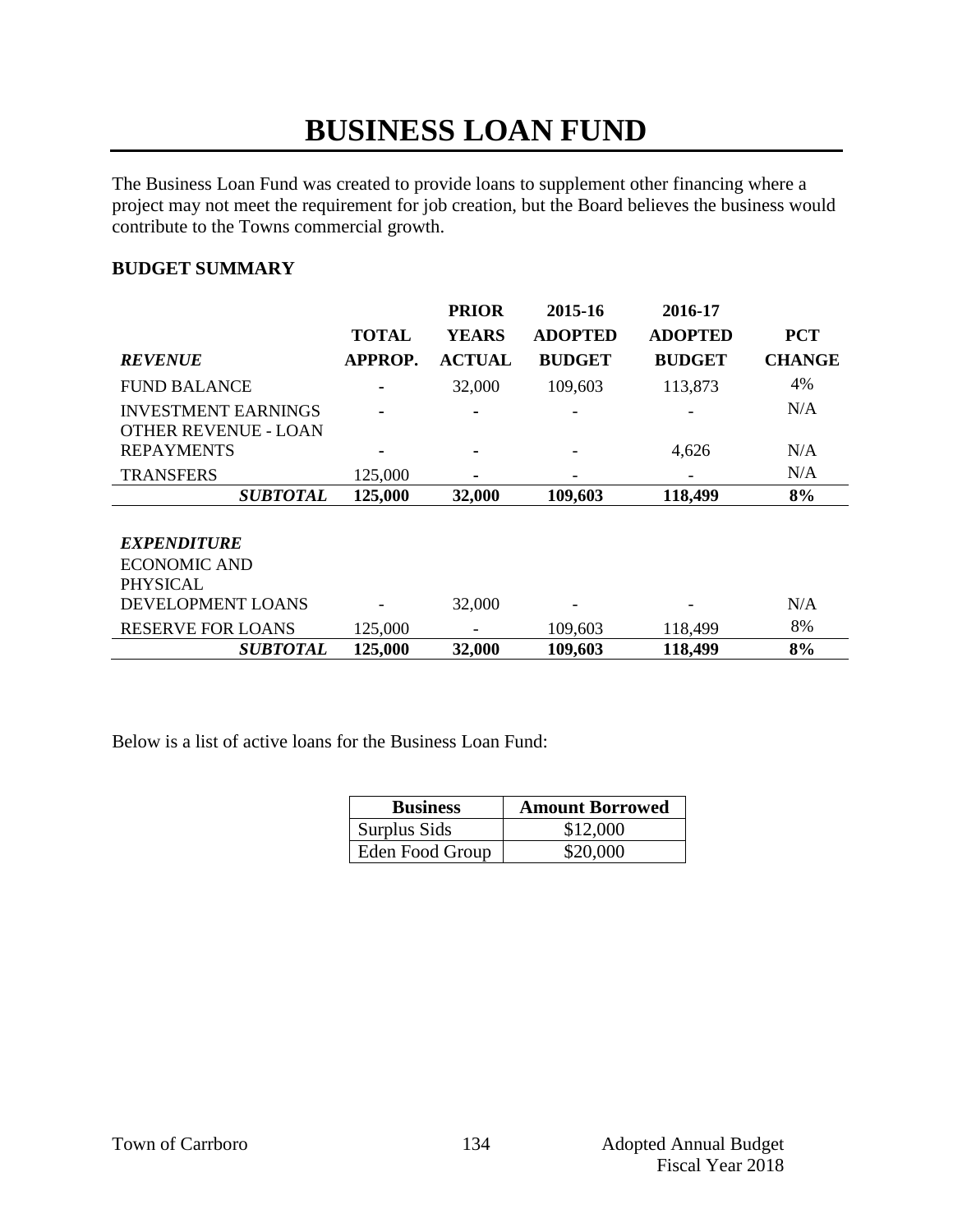# BUSINESS LOAN FUND

The Business Loan Fund was created to provide loans to supplement other financing where a project may not meet the requirement for job creation, but the Board believes the business would contribute to the Towns commercial growth.

**BUDGET SUMMARY**

| *REVENUE* | TOTAL APPROP. | PRIOR YEARS ACTUAL | 2015-16 ADOPTED BUDGET | 2016-17 ADOPTED BUDGET | PCT CHANGE |
|---|---|---|---|---|---|
| FUND BALANCE | - | 32,000 | 109,603 | 113,873 | 4% |
| INVESTMENT EARNINGS | - | - | - | - | N/A |
| OTHER REVENUE - LOAN REPAYMENTS | - | - | - | 4,626 | N/A |
| TRANSFERS | 125,000 | - | - | - | N/A |
| ***SUBTOTAL*** | **125,000** | **32,000** | **109,603** | **118,499** | **8%** |
| *EXPENDITURE* | | | | | |
| ECONOMIC AND PHYSICAL DEVELOPMENT LOANS | - | 32,000 | - | - | N/A |
| RESERVE FOR LOANS | 125,000 | - | 109,603 | 118,499 | 8% |
| ***SUBTOTAL*** | **125,000** | **32,000** | **109,603** | **118,499** | **8%** |

Below is a list of active loans for the Business Loan Fund:

| Business | Amount Borrowed |
|---|---|
| Surplus Sids | $12,000 |
| Eden Food Group | $20,000 |